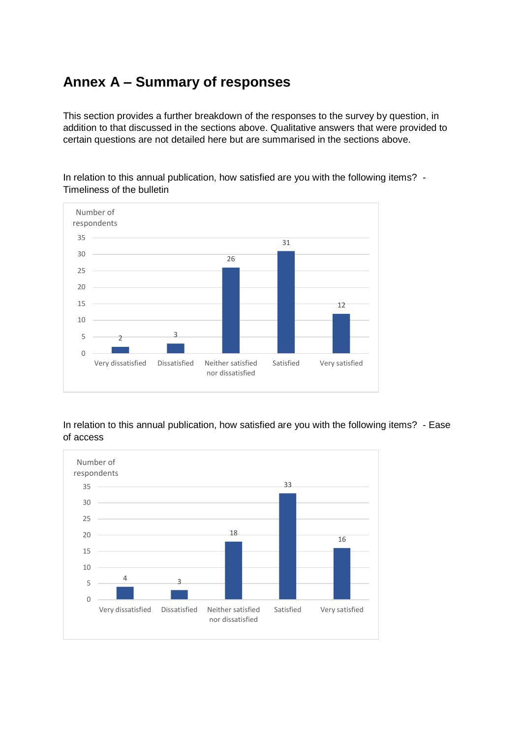# Annex A – Summary of responses

This section provides a further breakdown of the responses to the survey by question, in addition to that discussed in the sections above. Qualitative answers that were provided to certain questions are not detailed here but are summarised in the sections above.

In relation to this annual publication, how satisfied are you with the following items? - Timeliness of the bulletin

| Response | Number of respondents |
| --- | --- |
| Very dissatisfied | 2 |
| Dissatisfied | 3 |
| Neither satisfied nor dissatisfied | 26 |
| Satisfied | 31 |
| Very satisfied | 12 |

In relation to this annual publication, how satisfied are you with the following items? - Ease of access

| Response | Number of respondents |
| --- | --- |
| Very dissatisfied | 4 |
| Dissatisfied | 3 |
| Neither satisfied nor dissatisfied | 18 |
| Satisfied | 33 |
| Very satisfied | 16 |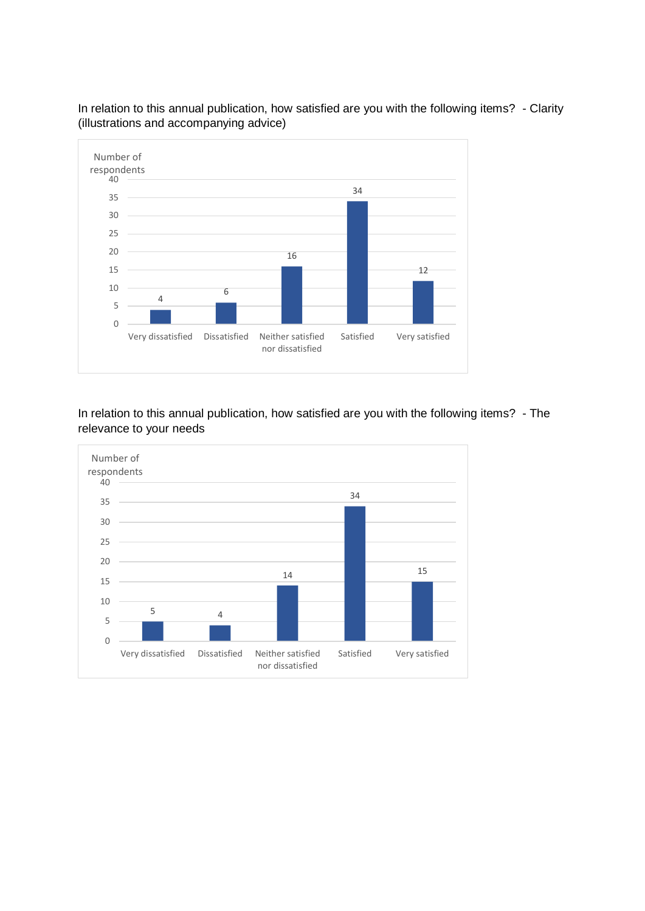In relation to this annual publication, how satisfied are you with the following items? - Clarity (illustrations and accompanying advice)

| Response | Number of respondents |
| --- | --- |
| Very dissatisfied | 4 |
| Dissatisfied | 6 |
| Neither satisfied nor dissatisfied | 16 |
| Satisfied | 34 |
| Very satisfied | 12 |

In relation to this annual publication, how satisfied are you with the following items? - The relevance to your needs

| Response | Number of respondents |
| --- | --- |
| Very dissatisfied | 5 |
| Dissatisfied | 4 |
| Neither satisfied nor dissatisfied | 14 |
| Satisfied | 34 |
| Very satisfied | 15 |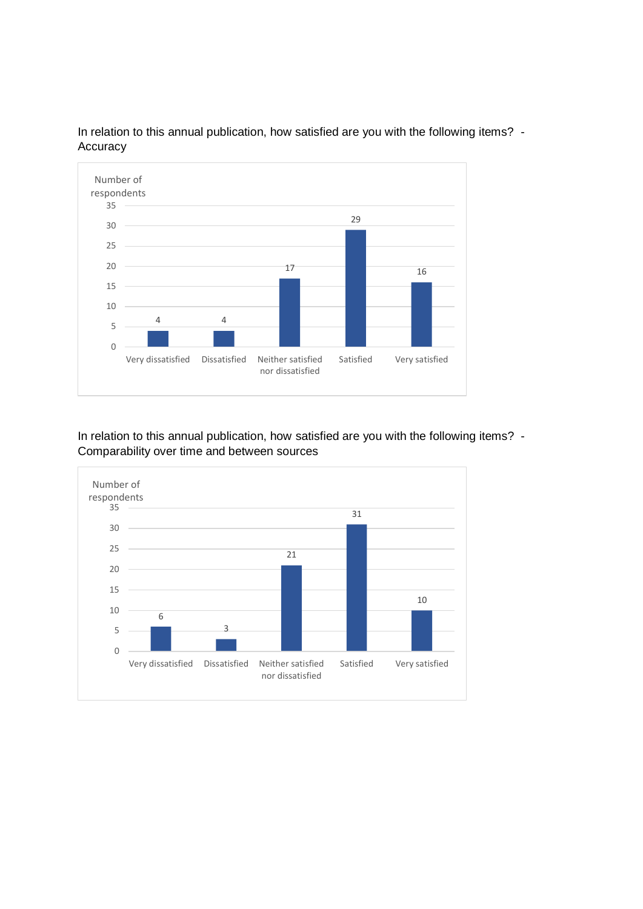In relation to this annual publication, how satisfied are you with the following items? - Accuracy

| Response | Number of respondents |
| --- | --- |
| Very dissatisfied | 4 |
| Dissatisfied | 4 |
| Neither satisfied nor dissatisfied | 17 |
| Satisfied | 29 |
| Very satisfied | 16 |

In relation to this annual publication, how satisfied are you with the following items? - Comparability over time and between sources

| Response | Number of respondents |
| --- | --- |
| Very dissatisfied | 6 |
| Dissatisfied | 3 |
| Neither satisfied nor dissatisfied | 21 |
| Satisfied | 31 |
| Very satisfied | 10 |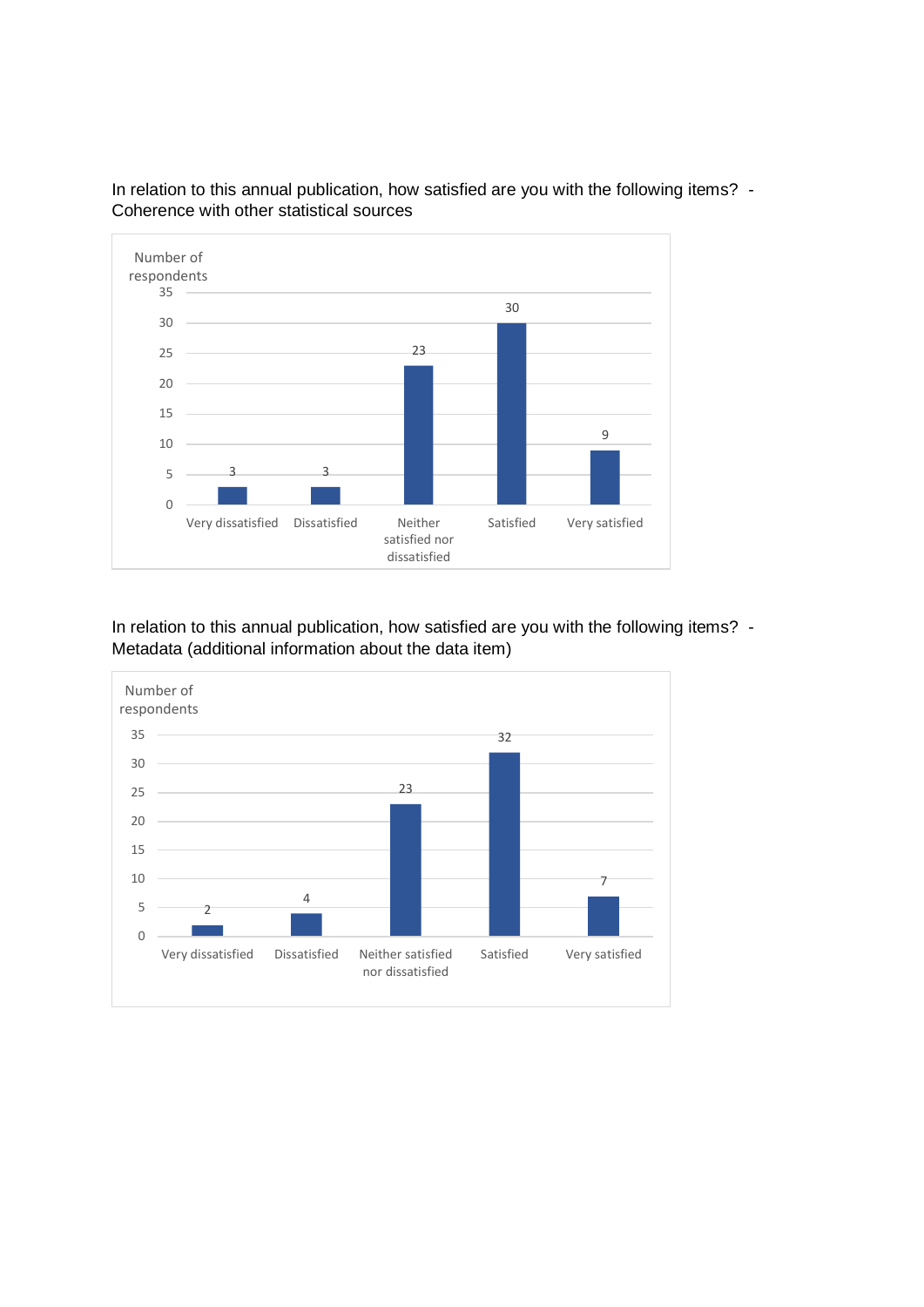In relation to this annual publication, how satisfied are you with the following items? - Coherence with other statistical sources

| Response | Number of respondents |
|---|---|
| Very dissatisfied | 3 |
| Dissatisfied | 3 |
| Neither satisfied nor dissatisfied | 23 |
| Satisfied | 30 |
| Very satisfied | 9 |

In relation to this annual publication, how satisfied are you with the following items? - Metadata (additional information about the data item)

| Response | Number of respondents |
|---|---|
| Very dissatisfied | 2 |
| Dissatisfied | 4 |
| Neither satisfied nor dissatisfied | 23 |
| Satisfied | 32 |
| Very satisfied | 7 |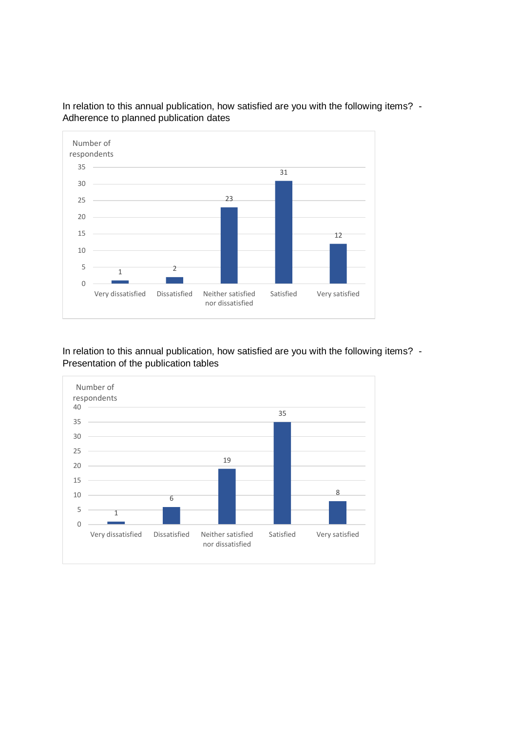In relation to this annual publication, how satisfied are you with the following items? - Adherence to planned publication dates

| Response | Number of respondents |
| --- | --- |
| Very dissatisfied | 1 |
| Dissatisfied | 2 |
| Neither satisfied nor dissatisfied | 23 |
| Satisfied | 31 |
| Very satisfied | 12 |

In relation to this annual publication, how satisfied are you with the following items? - Presentation of the publication tables

| Response | Number of respondents |
| --- | --- |
| Very dissatisfied | 1 |
| Dissatisfied | 6 |
| Neither satisfied nor dissatisfied | 19 |
| Satisfied | 35 |
| Very satisfied | 8 |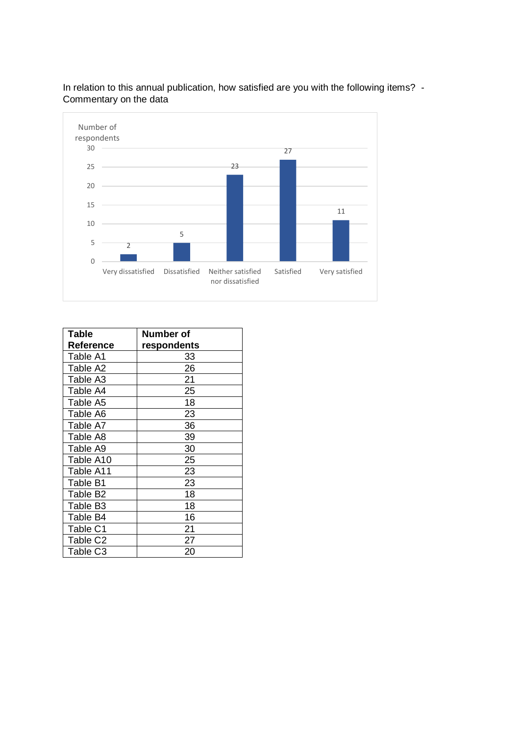In relation to this annual publication, how satisfied are you with the following items? - Commentary on the data

| Response | Number of respondents |
| --- | --- |
| Very dissatisfied | 2 |
| Dissatisfied | 5 |
| Neither satisfied nor dissatisfied | 23 |
| Satisfied | 27 |
| Very satisfied | 11 |

| Table Reference | Number of respondents |
| --- | --- |
| Table A1 | 33 |
| Table A2 | 26 |
| Table A3 | 21 |
| Table A4 | 25 |
| Table A5 | 18 |
| Table A6 | 23 |
| Table A7 | 36 |
| Table A8 | 39 |
| Table A9 | 30 |
| Table A10 | 25 |
| Table A11 | 23 |
| Table B1 | 23 |
| Table B2 | 18 |
| Table B3 | 18 |
| Table B4 | 16 |
| Table C1 | 21 |
| Table C2 | 27 |
| Table C3 | 20 |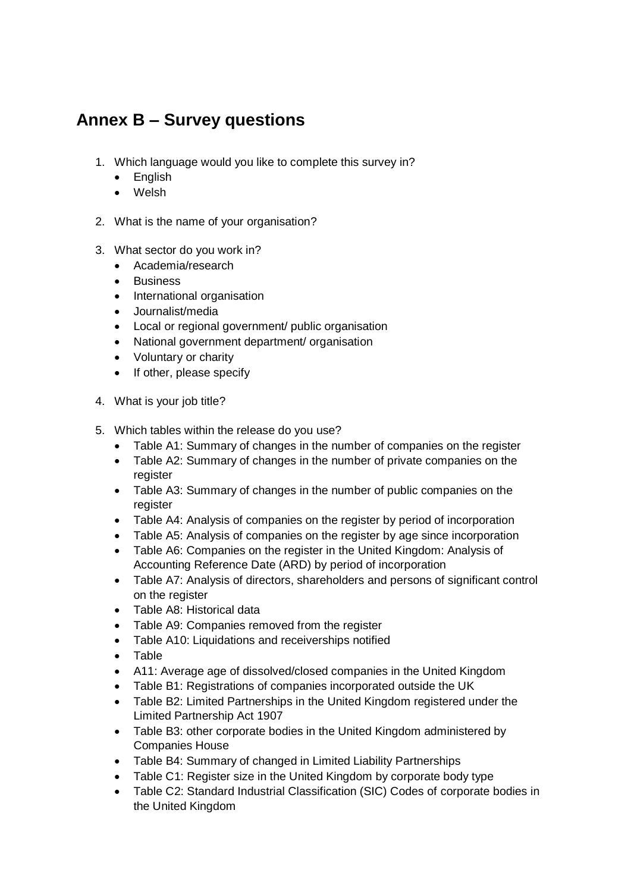## Annex B – Survey questions

1. Which language would you like to complete this survey in?
   - English
   - Welsh

2. What is the name of your organisation?

3. What sector do you work in?
   - Academia/research
   - Business
   - International organisation
   - Journalist/media
   - Local or regional government/ public organisation
   - National government department/ organisation
   - Voluntary or charity
   - If other, please specify

4. What is your job title?

5. Which tables within the release do you use?
   - Table A1: Summary of changes in the number of companies on the register
   - Table A2: Summary of changes in the number of private companies on the register
   - Table A3: Summary of changes in the number of public companies on the register
   - Table A4: Analysis of companies on the register by period of incorporation
   - Table A5: Analysis of companies on the register by age since incorporation
   - Table A6: Companies on the register in the United Kingdom: Analysis of Accounting Reference Date (ARD) by period of incorporation
   - Table A7: Analysis of directors, shareholders and persons of significant control on the register
   - Table A8: Historical data
   - Table A9: Companies removed from the register
   - Table A10: Liquidations and receiverships notified
   - Table
   - A11: Average age of dissolved/closed companies in the United Kingdom
   - Table B1: Registrations of companies incorporated outside the UK
   - Table B2: Limited Partnerships in the United Kingdom registered under the Limited Partnership Act 1907
   - Table B3: other corporate bodies in the United Kingdom administered by Companies House
   - Table B4: Summary of changed in Limited Liability Partnerships
   - Table C1: Register size in the United Kingdom by corporate body type
   - Table C2: Standard Industrial Classification (SIC) Codes of corporate bodies in the United Kingdom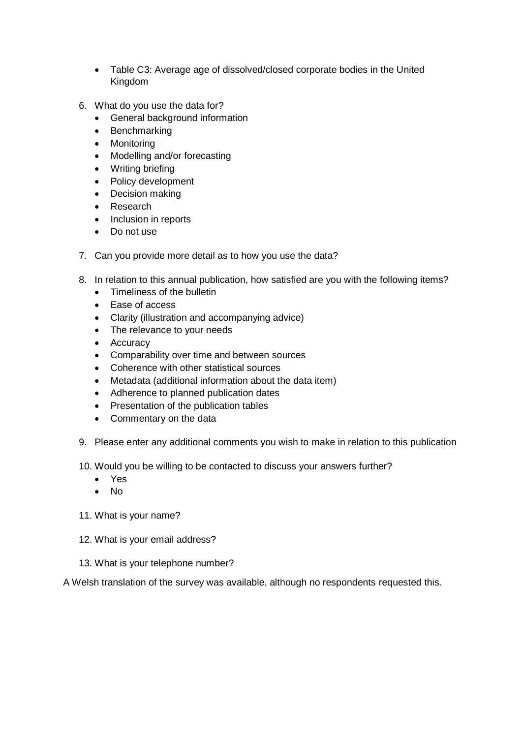- Table C3: Average age of dissolved/closed corporate bodies in the United Kingdom

6. What do you use the data for?
   - General background information
   - Benchmarking
   - Monitoring
   - Modelling and/or forecasting
   - Writing briefing
   - Policy development
   - Decision making
   - Research
   - Inclusion in reports
   - Do not use

7. Can you provide more detail as to how you use the data?

8. In relation to this annual publication, how satisfied are you with the following items?
   - Timeliness of the bulletin
   - Ease of access
   - Clarity (illustration and accompanying advice)
   - The relevance to your needs
   - Accuracy
   - Comparability over time and between sources
   - Coherence with other statistical sources
   - Metadata (additional information about the data item)
   - Adherence to planned publication dates
   - Presentation of the publication tables
   - Commentary on the data

9. Please enter any additional comments you wish to make in relation to this publication

10. Would you be willing to be contacted to discuss your answers further?
    - Yes
    - No

11. What is your name?

12. What is your email address?

13. What is your telephone number?

A Welsh translation of the survey was available, although no respondents requested this.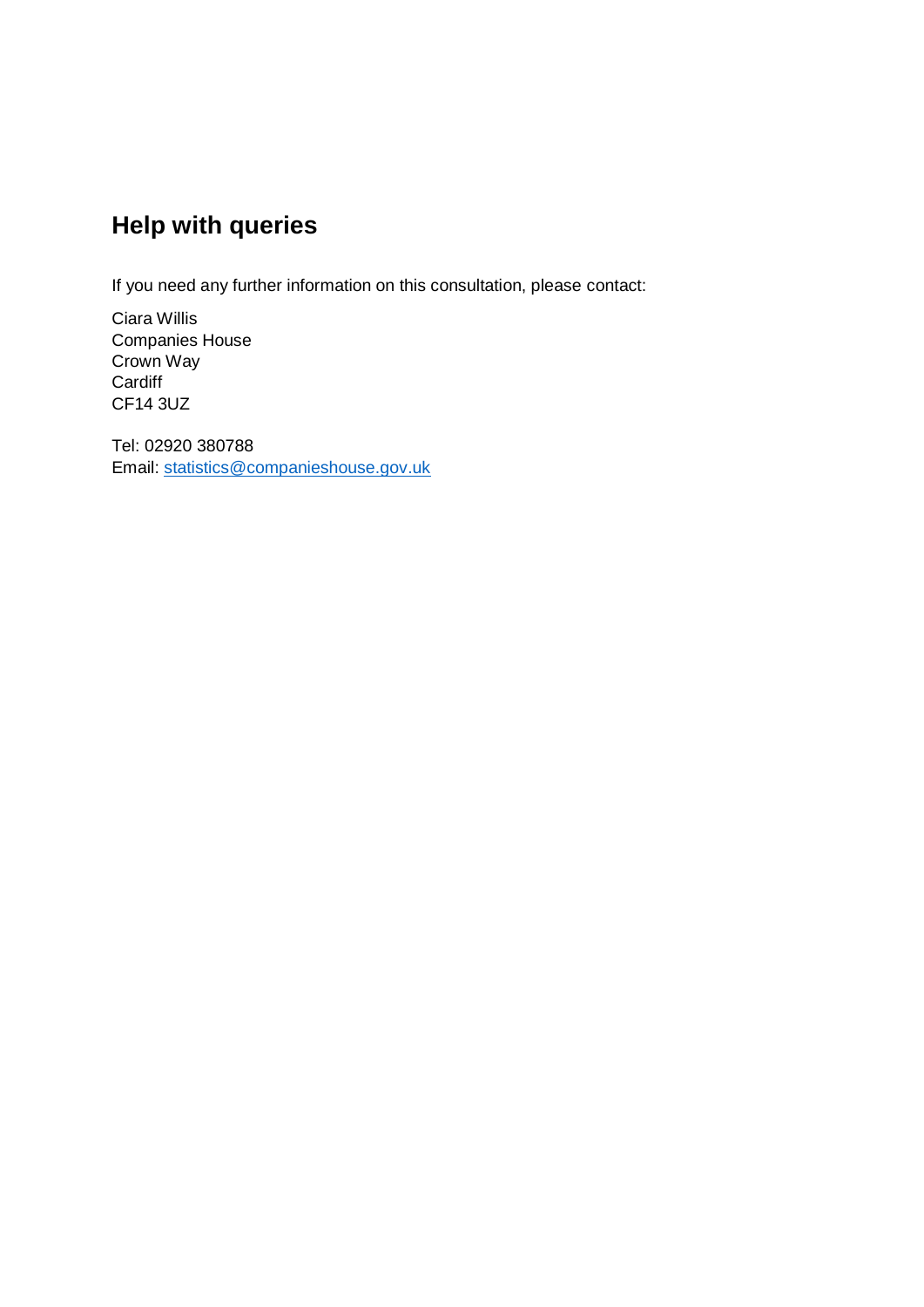## Help with queries

If you need any further information on this consultation, please contact:

Ciara Willis
Companies House
Crown Way
Cardiff
CF14 3UZ

Tel: 02920 380788
Email: statistics@companieshouse.gov.uk